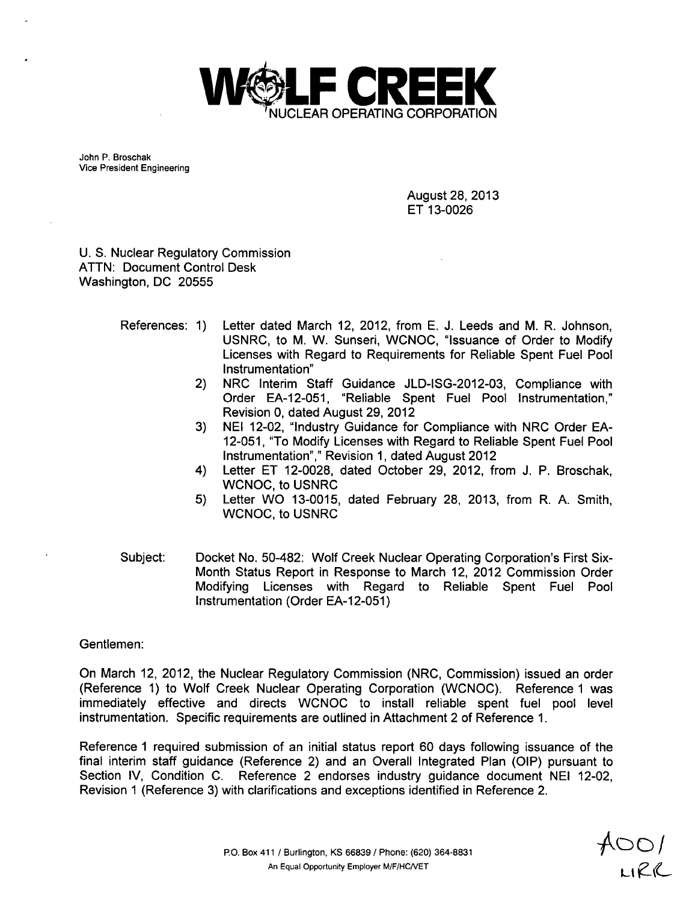# WOLF CREEK
NUCLEAR OPERATING CORPORATION

John P. Broschak
Vice President Engineering

August 28, 2013
ET 13-0026

U. S. Nuclear Regulatory Commission
ATTN: Document Control Desk
Washington, DC 20555

References:
1) Letter dated March 12, 2012, from E. J. Leeds and M. R. Johnson, USNRC, to M. W. Sunseri, WCNOC, "Issuance of Order to Modify Licenses with Regard to Requirements for Reliable Spent Fuel Pool Instrumentation"
2) NRC Interim Staff Guidance JLD-ISG-2012-03, Compliance with Order EA-12-051, "Reliable Spent Fuel Pool Instrumentation," Revision 0, dated August 29, 2012
3) NEI 12-02, "Industry Guidance for Compliance with NRC Order EA-12-051, "To Modify Licenses with Regard to Reliable Spent Fuel Pool Instrumentation"," Revision 1, dated August 2012
4) Letter ET 12-0028, dated October 29, 2012, from J. P. Broschak, WCNOC, to USNRC
5) Letter WO 13-0015, dated February 28, 2013, from R. A. Smith, WCNOC, to USNRC

Subject: Docket No. 50-482: Wolf Creek Nuclear Operating Corporation's First Six-Month Status Report in Response to March 12, 2012 Commission Order Modifying Licenses with Regard to Reliable Spent Fuel Pool Instrumentation (Order EA-12-051)

Gentlemen:

On March 12, 2012, the Nuclear Regulatory Commission (NRC, Commission) issued an order (Reference 1) to Wolf Creek Nuclear Operating Corporation (WCNOC). Reference 1 was immediately effective and directs WCNOC to install reliable spent fuel pool level instrumentation. Specific requirements are outlined in Attachment 2 of Reference 1.

Reference 1 required submission of an initial status report 60 days following issuance of the final interim staff guidance (Reference 2) and an Overall Integrated Plan (OIP) pursuant to Section IV, Condition C. Reference 2 endorses industry guidance document NEI 12-02, Revision 1 (Reference 3) with clarifications and exceptions identified in Reference 2.

P.O. Box 411 / Burlington, KS 66839 / Phone: (620) 364-8831
An Equal Opportunity Employer M/F/HC/VET

A001
LIRR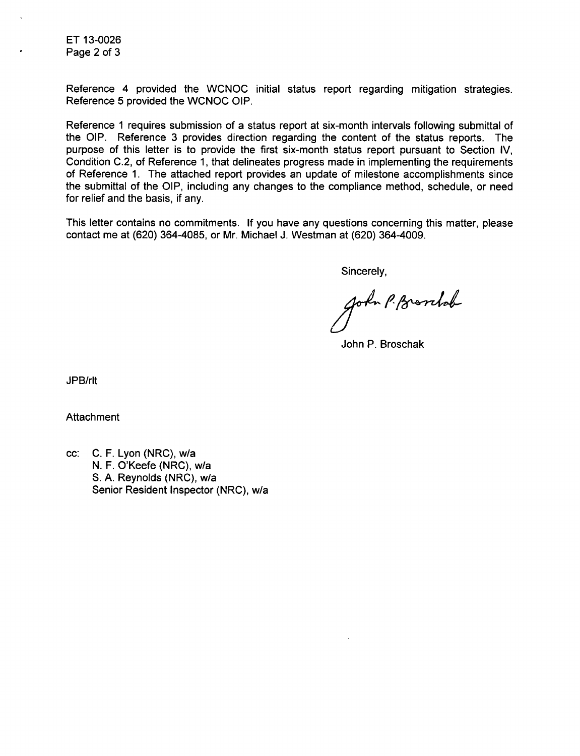Reference 4 provided the WCNOC initial status report regarding mitigation strategies. Reference 5 provided the WCNOC OIP.

Reference 1 requires submission of a status report at six-month intervals following submittal of the OIP. Reference 3 provides direction regarding the content of the status reports. The purpose of this letter is to provide the first six-month status report pursuant to Section IV, Condition C.2, of Reference 1, that delineates progress made in implementing the requirements of Reference 1. The attached report provides an update of milestone accomplishments since the submittal of the OIP, including any changes to the compliance method, schedule, or need for relief and the basis, if any.

This letter contains no commitments. If you have any questions concerning this matter, please contact me at (620) 364-4085, or Mr. Michael J. Westman at (620) 364-4009.

Sincerely,

John P. Broschak

John P. Broschak

JPB/rlt

Attachment

cc: C. F. Lyon (NRC), w/a
N. F. O'Keefe (NRC), w/a
S. A. Reynolds (NRC), w/a
Senior Resident Inspector (NRC), w/a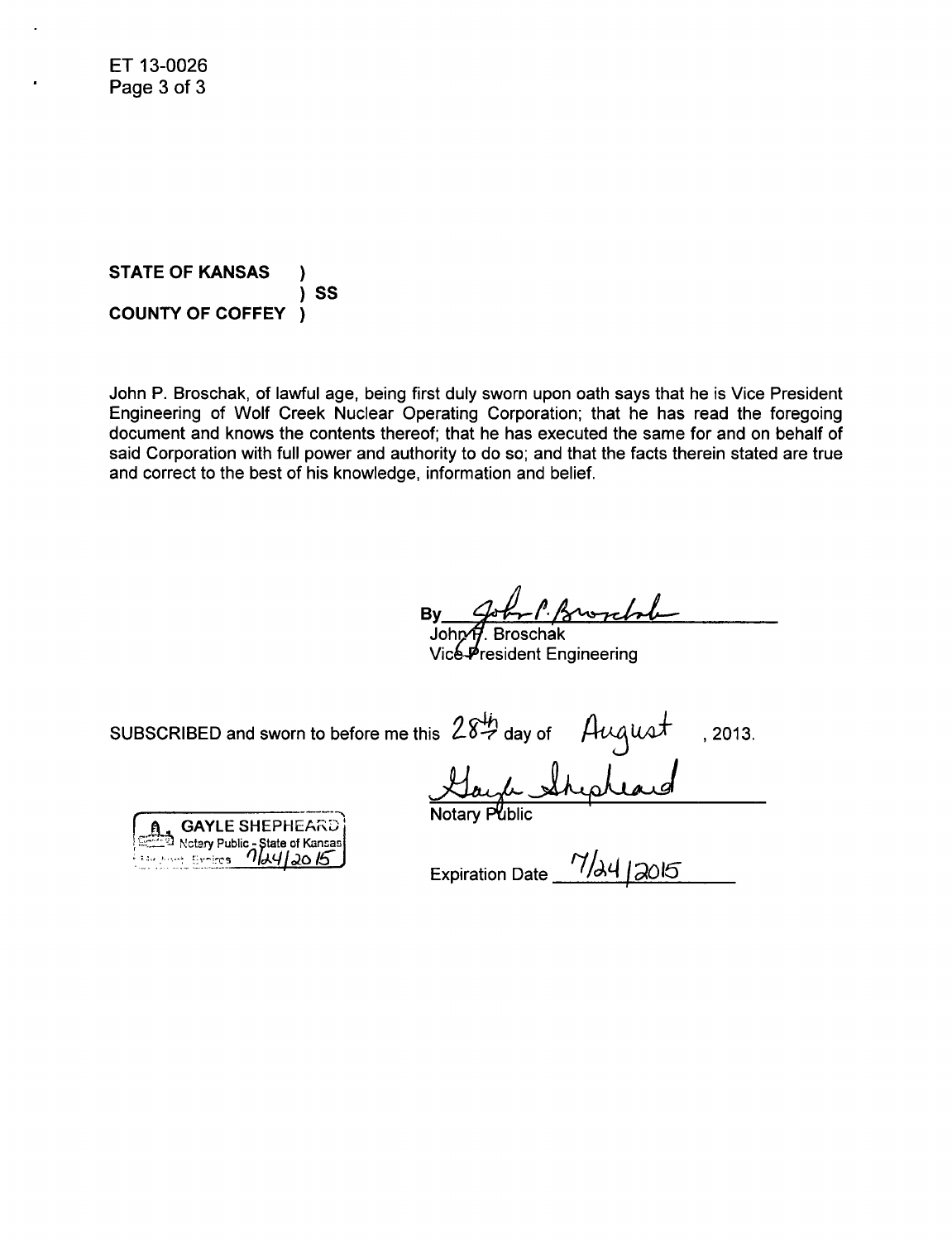ET 13-0026

**STATE OF KANSAS )**
**) SS**
**COUNTY OF COFFEY )**

John P. Broschak, of lawful age, being first duly sworn upon oath says that he is Vice President Engineering of Wolf Creek Nuclear Operating Corporation; that he has read the foregoing document and knows the contents thereof; that he has executed the same for and on behalf of said Corporation with full power and authority to do so; and that the facts therein stated are true and correct to the best of his knowledge, information and belief.

By John P. Broschak
John P. Broschak
Vice President Engineering

SUBSCRIBED and sworn to before me this 28th day of August, 2013.

Gayle Shepheard
Notary Public

GAYLE SHEPHEARD
Notary Public - State of Kansas
My Appt. Expires 7/24/2015

Expiration Date 7/24/2015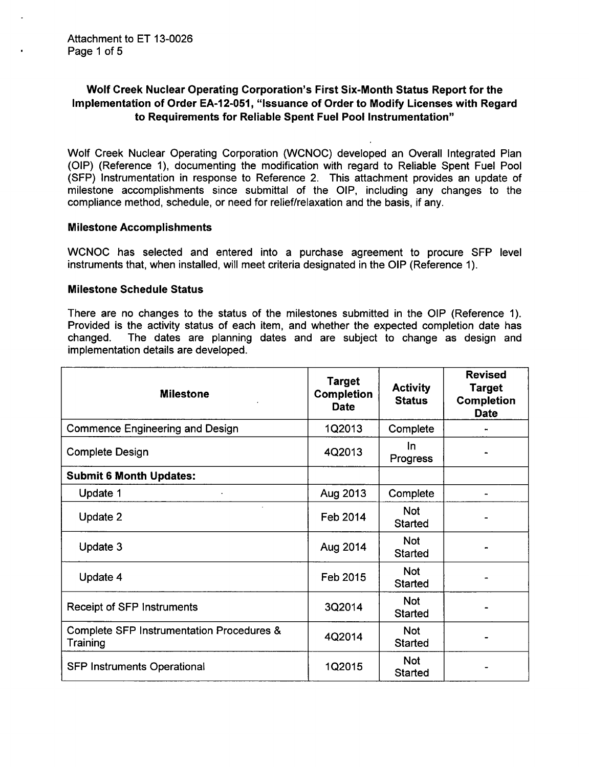Attachment to ET 13-0026

# Wolf Creek Nuclear Operating Corporation's First Six-Month Status Report for the Implementation of Order EA-12-051, "Issuance of Order to Modify Licenses with Regard to Requirements for Reliable Spent Fuel Pool Instrumentation"

Wolf Creek Nuclear Operating Corporation (WCNOC) developed an Overall Integrated Plan (OIP) (Reference 1), documenting the modification with regard to Reliable Spent Fuel Pool (SFP) Instrumentation in response to Reference 2. This attachment provides an update of milestone accomplishments since submittal of the OIP, including any changes to the compliance method, schedule, or need for relief/relaxation and the basis, if any.

## Milestone Accomplishments

WCNOC has selected and entered into a purchase agreement to procure SFP level instruments that, when installed, will meet criteria designated in the OIP (Reference 1).

## Milestone Schedule Status

There are no changes to the status of the milestones submitted in the OIP (Reference 1). Provided is the activity status of each item, and whether the expected completion date has changed. The dates are planning dates and are subject to change as design and implementation details are developed.

| Milestone | Target Completion Date | Activity Status | Revised Target Completion Date |
|---|---|---|---|
| Commence Engineering and Design | 1Q2013 | Complete | - |
| Complete Design | 4Q2013 | In Progress | - |
| **Submit 6 Month Updates:** | | | |
| Update 1 | Aug 2013 | Complete | - |
| Update 2 | Feb 2014 | Not Started | - |
| Update 3 | Aug 2014 | Not Started | - |
| Update 4 | Feb 2015 | Not Started | - |
| Receipt of SFP Instruments | 3Q2014 | Not Started | - |
| Complete SFP Instrumentation Procedures & Training | 4Q2014 | Not Started | - |
| SFP Instruments Operational | 1Q2015 | Not Started | - |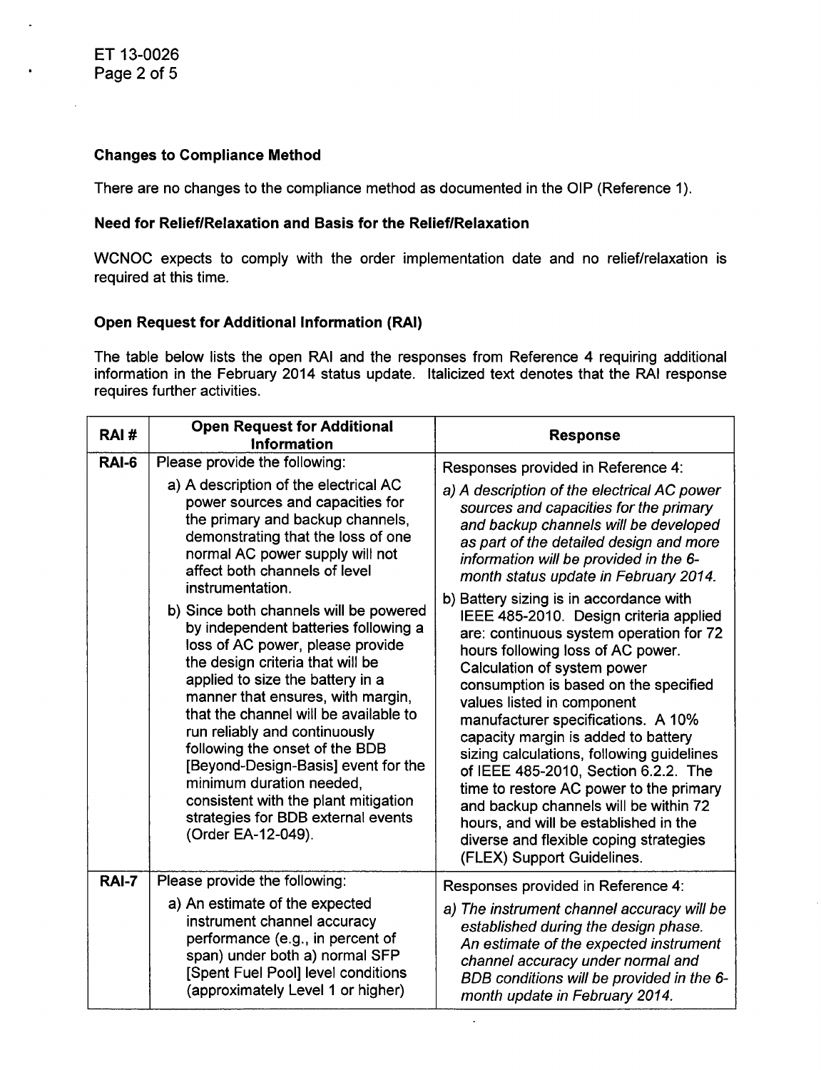### Changes to Compliance Method

There are no changes to the compliance method as documented in the OIP (Reference 1).

### Need for Relief/Relaxation and Basis for the Relief/Relaxation

WCNOC expects to comply with the order implementation date and no relief/relaxation is required at this time.

### Open Request for Additional Information (RAI)

The table below lists the open RAI and the responses from Reference 4 requiring additional information in the February 2014 status update. Italicized text denotes that the RAI response requires further activities.

| RAI # | Open Request for Additional Information | Response |
|---|---|---|
| **RAI-6** | Please provide the following:<br>a) A description of the electrical AC power sources and capacities for the primary and backup channels, demonstrating that the loss of one normal AC power supply will not affect both channels of level instrumentation.<br>b) Since both channels will be powered by independent batteries following a loss of AC power, please provide the design criteria that will be applied to size the battery in a manner that ensures, with margin, that the channel will be available to run reliably and continuously following the onset of the BDB [Beyond-Design-Basis] event for the minimum duration needed, consistent with the plant mitigation strategies for BDB external events (Order EA-12-049). | Responses provided in Reference 4:<br>*a) A description of the electrical AC power sources and capacities for the primary and backup channels will be developed as part of the detailed design and more information will be provided in the 6-month status update in February 2014.*<br>b) Battery sizing is in accordance with IEEE 485-2010. Design criteria applied are: continuous system operation for 72 hours following loss of AC power. Calculation of system power consumption is based on the specified values listed in component manufacturer specifications. A 10% capacity margin is added to battery sizing calculations, following guidelines of IEEE 485-2010, Section 6.2.2. The time to restore AC power to the primary and backup channels will be within 72 hours, and will be established in the diverse and flexible coping strategies (FLEX) Support Guidelines. |
| **RAI-7** | Please provide the following:<br>a) An estimate of the expected instrument channel accuracy performance (e.g., in percent of span) under both a) normal SFP [Spent Fuel Pool] level conditions (approximately Level 1 or higher) | Responses provided in Reference 4:<br>*a) The instrument channel accuracy will be established during the design phase. An estimate of the expected instrument channel accuracy under normal and BDB conditions will be provided in the 6-month update in February 2014.* |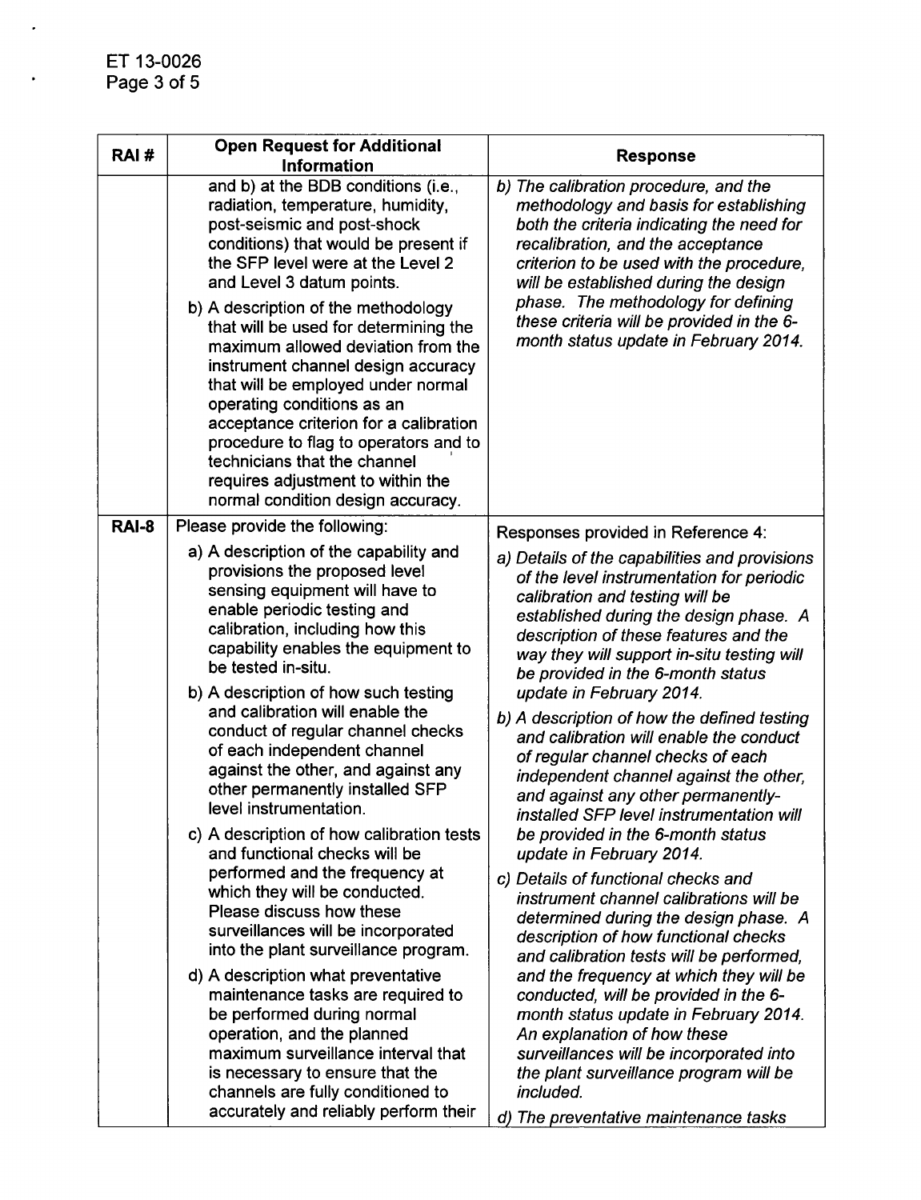| RAI # | Open Request for Additional Information | Response |
|---|---|---|
| | and b) at the BDB conditions (i.e., radiation, temperature, humidity, post-seismic and post-shock conditions) that would be present if the SFP level were at the Level 2 and Level 3 datum points.<br><br>b) A description of the methodology that will be used for determining the maximum allowed deviation from the instrument channel design accuracy that will be employed under normal operating conditions as an acceptance criterion for a calibration procedure to flag to operators and to technicians that the channel requires adjustment to within the normal condition design accuracy. | *b) The calibration procedure, and the methodology and basis for establishing both the criteria indicating the need for recalibration, and the acceptance criterion to be used with the procedure, will be established during the design phase. The methodology for defining these criteria will be provided in the 6-month status update in February 2014.* |
| **RAI-8** | Please provide the following:<br><br>a) A description of the capability and provisions the proposed level sensing equipment will have to enable periodic testing and calibration, including how this capability enables the equipment to be tested in-situ.<br><br>b) A description of how such testing and calibration will enable the conduct of regular channel checks of each independent channel against the other, and against any other permanently installed SFP level instrumentation.<br><br>c) A description of how calibration tests and functional checks will be performed and the frequency at which they will be conducted. Please discuss how these surveillances will be incorporated into the plant surveillance program.<br><br>d) A description what preventative maintenance tasks are required to be performed during normal operation, and the planned maximum surveillance interval that is necessary to ensure that the channels are fully conditioned to accurately and reliably perform their | Responses provided in Reference 4:<br><br>*a) Details of the capabilities and provisions of the level instrumentation for periodic calibration and testing will be established during the design phase. A description of these features and the way they will support in-situ testing will be provided in the 6-month status update in February 2014.*<br><br>*b) A description of how the defined testing and calibration will enable the conduct of regular channel checks of each independent channel against the other, and against any other permanently-installed SFP level instrumentation will be provided in the 6-month status update in February 2014.*<br><br>*c) Details of functional checks and instrument channel calibrations will be determined during the design phase. A description of how functional checks and calibration tests will be performed, and the frequency at which they will be conducted, will be provided in the 6-month status update in February 2014. An explanation of how these surveillances will be incorporated into the plant surveillance program will be included.*<br><br>*d) The preventative maintenance tasks* |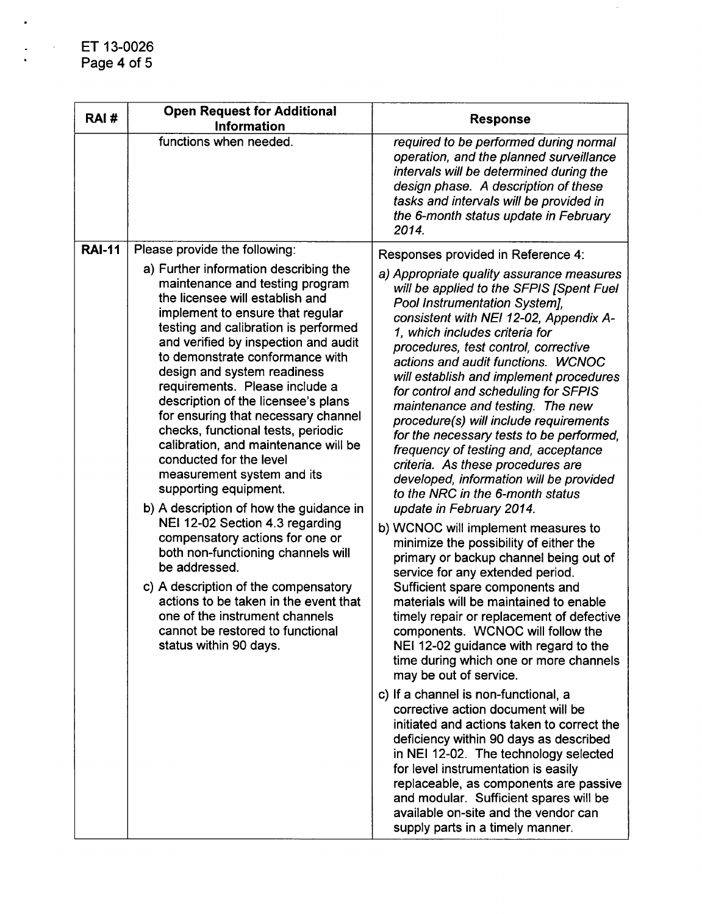| RAI # | Open Request for Additional Information | Response |
|---|---|---|
| | functions when needed. | *required to be performed during normal operation, and the planned surveillance intervals will be determined during the design phase. A description of these tasks and intervals will be provided in the 6-month status update in February 2014.* |
| **RAI-11** | Please provide the following:<br><br>a) Further information describing the maintenance and testing program the licensee will establish and implement to ensure that regular testing and calibration is performed and verified by inspection and audit to demonstrate conformance with design and system readiness requirements. Please include a description of the licensee's plans for ensuring that necessary channel checks, functional tests, periodic calibration, and maintenance will be conducted for the level measurement system and its supporting equipment.<br><br>b) A description of how the guidance in NEI 12-02 Section 4.3 regarding compensatory actions for one or both non-functioning channels will be addressed.<br><br>c) A description of the compensatory actions to be taken in the event that one of the instrument channels cannot be restored to functional status within 90 days. | Responses provided in Reference 4:<br><br>*a) Appropriate quality assurance measures will be applied to the SFPIS [Spent Fuel Pool Instrumentation System], consistent with NEI 12-02, Appendix A-1, which includes criteria for procedures, test control, corrective actions and audit functions. WCNOC will establish and implement procedures for control and scheduling for SFPIS maintenance and testing. The new procedure(s) will include requirements for the necessary tests to be performed, frequency of testing and, acceptance criteria. As these procedures are developed, information will be provided to the NRC in the 6-month status update in February 2014.*<br><br>b) WCNOC will implement measures to minimize the possibility of either the primary or backup channel being out of service for any extended period. Sufficient spare components and materials will be maintained to enable timely repair or replacement of defective components. WCNOC will follow the NEI 12-02 guidance with regard to the time during which one or more channels may be out of service.<br><br>c) If a channel is non-functional, a corrective action document will be initiated and actions taken to correct the deficiency within 90 days as described in NEI 12-02. The technology selected for level instrumentation is easily replaceable, as components are passive and modular. Sufficient spares will be available on-site and the vendor can supply parts in a timely manner. |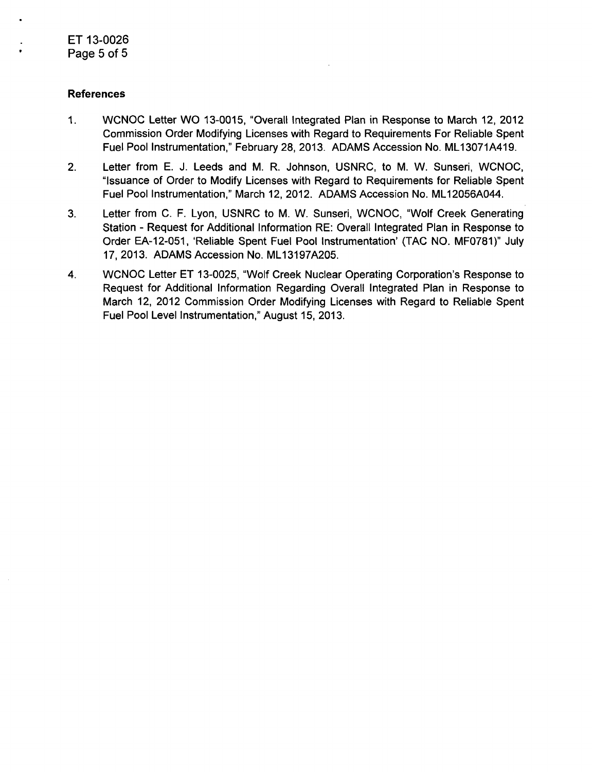**References**

1. WCNOC Letter WO 13-0015, "Overall Integrated Plan in Response to March 12, 2012 Commission Order Modifying Licenses with Regard to Requirements For Reliable Spent Fuel Pool Instrumentation," February 28, 2013. ADAMS Accession No. ML13071A419.
2. Letter from E. J. Leeds and M. R. Johnson, USNRC, to M. W. Sunseri, WCNOC, "Issuance of Order to Modify Licenses with Regard to Requirements for Reliable Spent Fuel Pool Instrumentation," March 12, 2012. ADAMS Accession No. ML12056A044.
3. Letter from C. F. Lyon, USNRC to M. W. Sunseri, WCNOC, "Wolf Creek Generating Station - Request for Additional Information RE: Overall Integrated Plan in Response to Order EA-12-051, 'Reliable Spent Fuel Pool Instrumentation' (TAC NO. MF0781)" July 17, 2013. ADAMS Accession No. ML13197A205.
4. WCNOC Letter ET 13-0025, "Wolf Creek Nuclear Operating Corporation's Response to Request for Additional Information Regarding Overall Integrated Plan in Response to March 12, 2012 Commission Order Modifying Licenses with Regard to Reliable Spent Fuel Pool Level Instrumentation," August 15, 2013.